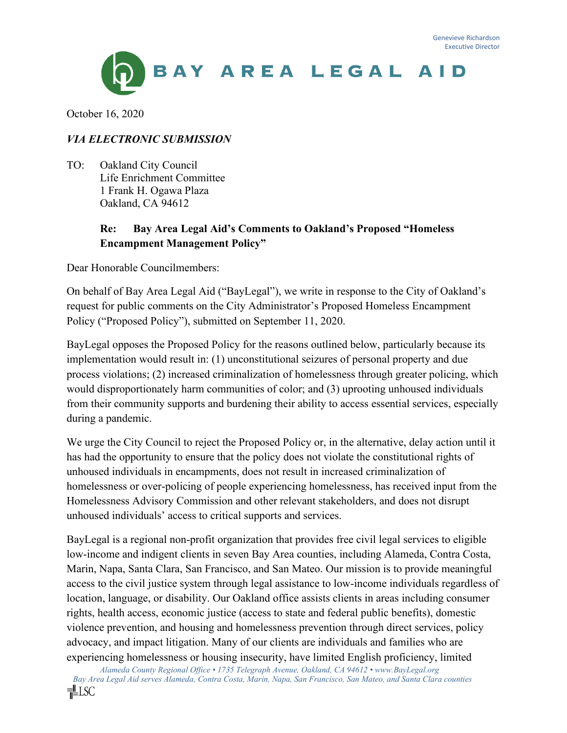Genevieve Richardson
Executive Director

BAY AREA LEGAL AID

October 16, 2020

*VIA ELECTRONIC SUBMISSION*

TO: Oakland City Council
Life Enrichment Committee
1 Frank H. Ogawa Plaza
Oakland, CA 94612

**Re: Bay Area Legal Aid's Comments to Oakland's Proposed "Homeless Encampment Management Policy"**

Dear Honorable Councilmembers:

On behalf of Bay Area Legal Aid ("BayLegal"), we write in response to the City of Oakland's request for public comments on the City Administrator's Proposed Homeless Encampment Policy ("Proposed Policy"), submitted on September 11, 2020.

BayLegal opposes the Proposed Policy for the reasons outlined below, particularly because its implementation would result in: (1) unconstitutional seizures of personal property and due process violations; (2) increased criminalization of homelessness through greater policing, which would disproportionately harm communities of color; and (3) uprooting unhoused individuals from their community supports and burdening their ability to access essential services, especially during a pandemic.

We urge the City Council to reject the Proposed Policy or, in the alternative, delay action until it has had the opportunity to ensure that the policy does not violate the constitutional rights of unhoused individuals in encampments, does not result in increased criminalization of homelessness or over-policing of people experiencing homelessness, has received input from the Homelessness Advisory Commission and other relevant stakeholders, and does not disrupt unhoused individuals' access to critical supports and services.

BayLegal is a regional non-profit organization that provides free civil legal services to eligible low-income and indigent clients in seven Bay Area counties, including Alameda, Contra Costa, Marin, Napa, Santa Clara, San Francisco, and San Mateo. Our mission is to provide meaningful access to the civil justice system through legal assistance to low-income individuals regardless of location, language, or disability. Our Oakland office assists clients in areas including consumer rights, health access, economic justice (access to state and federal public benefits), domestic violence prevention, and housing and homelessness prevention through direct services, policy advocacy, and impact litigation. Many of our clients are individuals and families who are experiencing homelessness or housing insecurity, have limited English proficiency, limited

*Alameda County Regional Office • 1735 Telegraph Avenue, Oakland, CA 94612 • www.BayLegal.org*
*Bay Area Legal Aid serves Alameda, Contra Costa, Marin, Napa, San Francisco, San Mateo, and Santa Clara counties*
LSC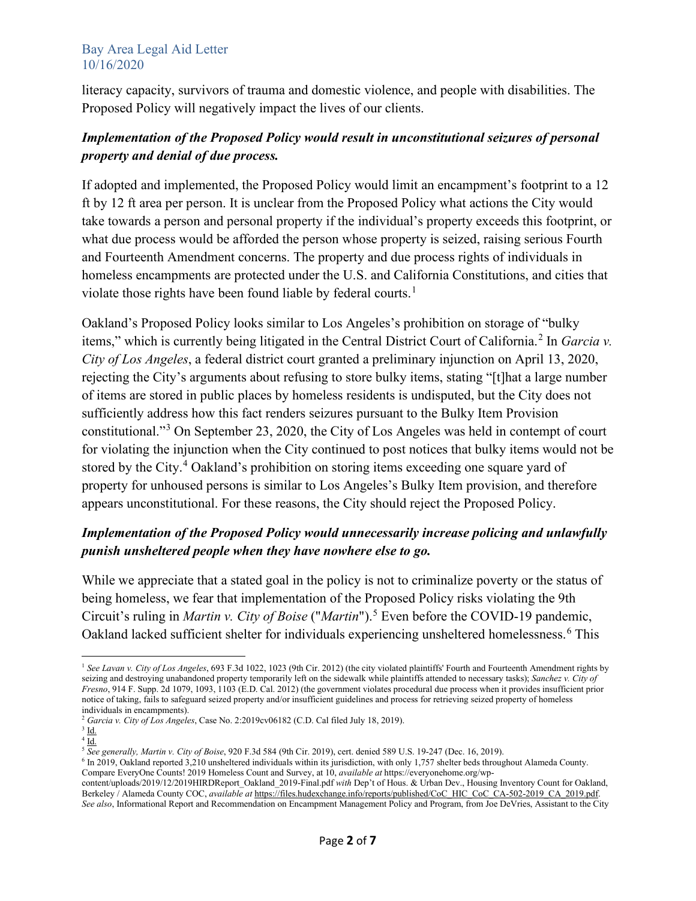literacy capacity, survivors of trauma and domestic violence, and people with disabilities. The Proposed Policy will negatively impact the lives of our clients.

***Implementation of the Proposed Policy would result in unconstitutional seizures of personal property and denial of due process.***

If adopted and implemented, the Proposed Policy would limit an encampment's footprint to a 12 ft by 12 ft area per person. It is unclear from the Proposed Policy what actions the City would take towards a person and personal property if the individual's property exceeds this footprint, or what due process would be afforded the person whose property is seized, raising serious Fourth and Fourteenth Amendment concerns. The property and due process rights of individuals in homeless encampments are protected under the U.S. and California Constitutions, and cities that violate those rights have been found liable by federal courts.[1]

Oakland's Proposed Policy looks similar to Los Angeles's prohibition on storage of "bulky items," which is currently being litigated in the Central District Court of California.[2] In *Garcia v. City of Los Angeles*, a federal district court granted a preliminary injunction on April 13, 2020, rejecting the City's arguments about refusing to store bulky items, stating "[t]hat a large number of items are stored in public places by homeless residents is undisputed, but the City does not sufficiently address how this fact renders seizures pursuant to the Bulky Item Provision constitutional."[3] On September 23, 2020, the City of Los Angeles was held in contempt of court for violating the injunction when the City continued to post notices that bulky items would not be stored by the City.[4] Oakland's prohibition on storing items exceeding one square yard of property for unhoused persons is similar to Los Angeles's Bulky Item provision, and therefore appears unconstitutional. For these reasons, the City should reject the Proposed Policy.

***Implementation of the Proposed Policy would unnecessarily increase policing and unlawfully punish unsheltered people when they have nowhere else to go.***

While we appreciate that a stated goal in the policy is not to criminalize poverty or the status of being homeless, we fear that implementation of the Proposed Policy risks violating the 9th Circuit's ruling in *Martin v. City of Boise* ("*Martin*").[5] Even before the COVID-19 pandemic, Oakland lacked sufficient shelter for individuals experiencing unsheltered homelessness.[6] This

---

[1] *See Lavan v. City of Los Angeles*, 693 F.3d 1022, 1023 (9th Cir. 2012) (the city violated plaintiffs' Fourth and Fourteenth Amendment rights by seizing and destroying unabandoned property temporarily left on the sidewalk while plaintiffs attended to necessary tasks); *Sanchez v. City of Fresno*, 914 F. Supp. 2d 1079, 1093, 1103 (E.D. Cal. 2012) (the government violates procedural due process when it provides insufficient prior notice of taking, fails to safeguard seized property and/or insufficient guidelines and process for retrieving seized property of homeless individuals in encampments).

[2] *Garcia v. City of Los Angeles*, Case No. 2:2019cv06182 (C.D. Cal filed July 18, 2019).

[3] Id.

[4] Id.

[5] *See generally, Martin v. City of Boise*, 920 F.3d 584 (9th Cir. 2019), cert. denied 589 U.S. 19-247 (Dec. 16, 2019).

[6] In 2019, Oakland reported 3,210 unsheltered individuals within its jurisdiction, with only 1,757 shelter beds throughout Alameda County. Compare EveryOne Counts! 2019 Homeless Count and Survey, at 10, *available at* https://everyonehome.org/wp-content/uploads/2019/12/2019HIRDReport_Oakland_2019-Final.pdf *with* Dep't of Hous. & Urban Dev., Housing Inventory Count for Oakland, Berkeley / Alameda County COC, *available at* https://files.hudexchange.info/reports/published/CoC_HIC_CoC_CA-502-2019_CA_2019.pdf. *See also*, Informational Report and Recommendation on Encampment Management Policy and Program, from Joe DeVries, Assistant to the City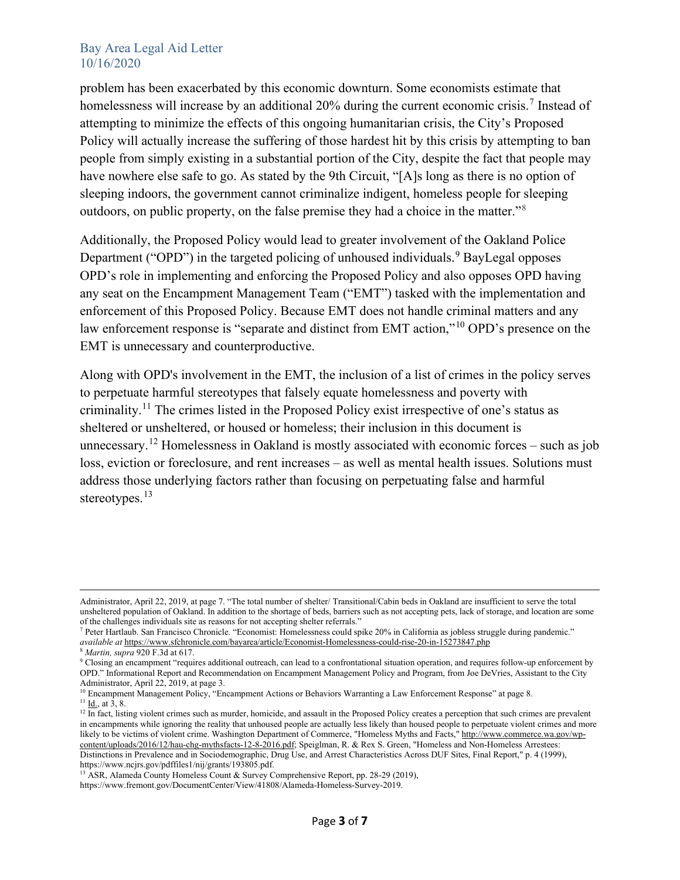problem has been exacerbated by this economic downturn. Some economists estimate that homelessness will increase by an additional 20% during the current economic crisis.[7] Instead of attempting to minimize the effects of this ongoing humanitarian crisis, the City's Proposed Policy will actually increase the suffering of those hardest hit by this crisis by attempting to ban people from simply existing in a substantial portion of the City, despite the fact that people may have nowhere else safe to go. As stated by the 9th Circuit, "[A]s long as there is no option of sleeping indoors, the government cannot criminalize indigent, homeless people for sleeping outdoors, on public property, on the false premise they had a choice in the matter."[8]

Additionally, the Proposed Policy would lead to greater involvement of the Oakland Police Department ("OPD") in the targeted policing of unhoused individuals.[9] BayLegal opposes OPD's role in implementing and enforcing the Proposed Policy and also opposes OPD having any seat on the Encampment Management Team ("EMT") tasked with the implementation and enforcement of this Proposed Policy. Because EMT does not handle criminal matters and any law enforcement response is "separate and distinct from EMT action,"[10] OPD's presence on the EMT is unnecessary and counterproductive.

Along with OPD's involvement in the EMT, the inclusion of a list of crimes in the policy serves to perpetuate harmful stereotypes that falsely equate homelessness and poverty with criminality.[11] The crimes listed in the Proposed Policy exist irrespective of one's status as sheltered or unsheltered, or housed or homeless; their inclusion in this document is unnecessary.[12] Homelessness in Oakland is mostly associated with economic forces – such as job loss, eviction or foreclosure, and rent increases – as well as mental health issues. Solutions must address those underlying factors rather than focusing on perpetuating false and harmful stereotypes.[13]

---

Administrator, April 22, 2019, at page 7. "The total number of shelter/ Transitional/Cabin beds in Oakland are insufficient to serve the total unsheltered population of Oakland. In addition to the shortage of beds, barriers such as not accepting pets, lack of storage, and location are some of the challenges individuals site as reasons for not accepting shelter referrals."

[7] Peter Hartlaub. San Francisco Chronicle. "Economist: Homelessness could spike 20% in California as jobless struggle during pandemic." *available at* https://www.sfchronicle.com/bayarea/article/Economist-Homelessness-could-rise-20-in-15273847.php

[8] *Martin, supra* 920 F.3d at 617.

[9] Closing an encampment "requires additional outreach, can lead to a confrontational situation operation, and requires follow-up enforcement by OPD." Informational Report and Recommendation on Encampment Management Policy and Program, from Joe DeVries, Assistant to the City Administrator, April 22, 2019, at page 3.

[10] Encampment Management Policy, "Encampment Actions or Behaviors Warranting a Law Enforcement Response" at page 8.

[11] Id., at 3, 8.

[12] In fact, listing violent crimes such as murder, homicide, and assault in the Proposed Policy creates a perception that such crimes are prevalent in encampments while ignoring the reality that unhoused people are actually less likely than housed people to perpetuate violent crimes and more likely to be victims of violent crime. Washington Department of Commerce, "Homeless Myths and Facts," http://www.commerce.wa.gov/wp-content/uploads/2016/12/hau-chg-mythsfacts-12-8-2016.pdf; Speiglman, R. & Rex S. Green, "Homeless and Non-Homeless Arrestees: Distinctions in Prevalence and in Sociodemographic, Drug Use, and Arrest Characteristics Across DUF Sites, Final Report," p. 4 (1999), https://www.ncjrs.gov/pdffiles1/nij/grants/193805.pdf.

[13] ASR, Alameda County Homeless Count & Survey Comprehensive Report, pp. 28-29 (2019), https://www.fremont.gov/DocumentCenter/View/41808/Alameda-Homeless-Survey-2019.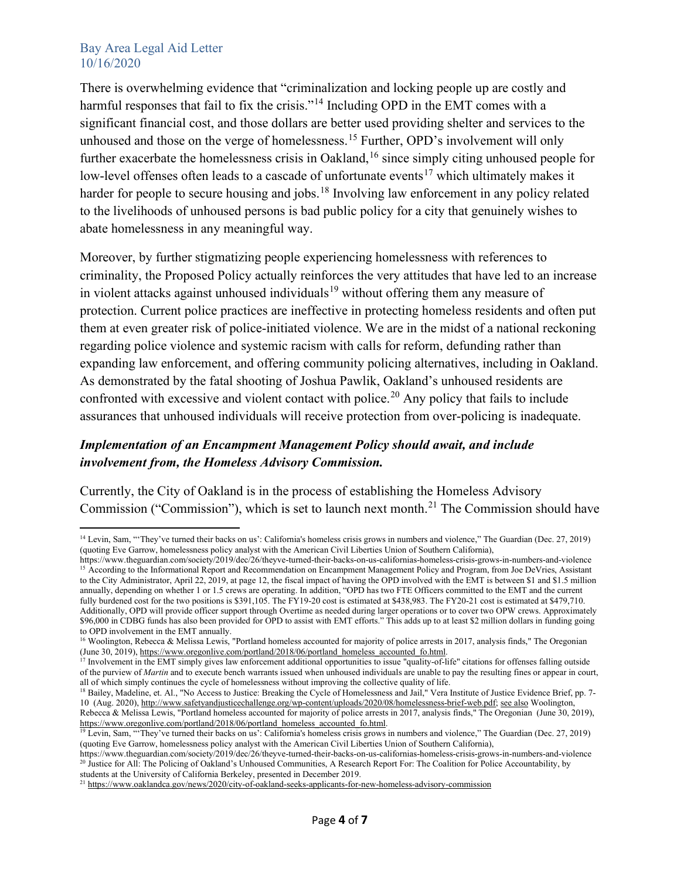There is overwhelming evidence that "criminalization and locking people up are costly and harmful responses that fail to fix the crisis."[14] Including OPD in the EMT comes with a significant financial cost, and those dollars are better used providing shelter and services to the unhoused and those on the verge of homelessness.[15] Further, OPD's involvement will only further exacerbate the homelessness crisis in Oakland,[16] since simply citing unhoused people for low-level offenses often leads to a cascade of unfortunate events[17] which ultimately makes it harder for people to secure housing and jobs.[18] Involving law enforcement in any policy related to the livelihoods of unhoused persons is bad public policy for a city that genuinely wishes to abate homelessness in any meaningful way.

Moreover, by further stigmatizing people experiencing homelessness with references to criminality, the Proposed Policy actually reinforces the very attitudes that have led to an increase in violent attacks against unhoused individuals[19] without offering them any measure of protection. Current police practices are ineffective in protecting homeless residents and often put them at even greater risk of police-initiated violence. We are in the midst of a national reckoning regarding police violence and systemic racism with calls for reform, defunding rather than expanding law enforcement, and offering community policing alternatives, including in Oakland. As demonstrated by the fatal shooting of Joshua Pawlik, Oakland's unhoused residents are confronted with excessive and violent contact with police.[20] Any policy that fails to include assurances that unhoused individuals will receive protection from over-policing is inadequate.

***Implementation of an Encampment Management Policy should await, and include involvement from, the Homeless Advisory Commission.***

Currently, the City of Oakland is in the process of establishing the Homeless Advisory Commission ("Commission"), which is set to launch next month.[21] The Commission should have

---

[14] Levin, Sam, "'They've turned their backs on us': California's homeless crisis grows in numbers and violence," The Guardian (Dec. 27, 2019) (quoting Eve Garrow, homelessness policy analyst with the American Civil Liberties Union of Southern California), https://www.theguardian.com/society/2019/dec/26/theyve-turned-their-backs-on-us-californias-homeless-crisis-grows-in-numbers-and-violence

[15] According to the Informational Report and Recommendation on Encampment Management Policy and Program, from Joe DeVries, Assistant to the City Administrator, April 22, 2019, at page 12, the fiscal impact of having the OPD involved with the EMT is between $1 and $1.5 million annually, depending on whether 1 or 1.5 crews are operating. In addition, "OPD has two FTE Officers committed to the EMT and the current fully burdened cost for the two positions is $391,105. The FY19-20 cost is estimated at $438,983. The FY20-21 cost is estimated at $479,710. Additionally, OPD will provide officer support through Overtime as needed during larger operations or to cover two OPW crews. Approximately $96,000 in CDBG funds has also been provided for OPD to assist with EMT efforts." This adds up to at least $2 million dollars in funding going to OPD involvement in the EMT annually.

[16] Woolington, Rebecca & Melissa Lewis, "Portland homeless accounted for majority of police arrests in 2017, analysis finds," The Oregonian (June 30, 2019), https://www.oregonlive.com/portland/2018/06/portland_homeless_accounted_fo.html.

[17] Involvement in the EMT simply gives law enforcement additional opportunities to issue "quality-of-life" citations for offenses falling outside of the purview of *Martin* and to execute bench warrants issued when unhoused individuals are unable to pay the resulting fines or appear in court, all of which simply continues the cycle of homelessness without improving the collective quality of life.

[18] Bailey, Madeline, et. Al., "No Access to Justice: Breaking the Cycle of Homelessness and Jail," Vera Institute of Justice Evidence Brief, pp. 7-10 (Aug. 2020), http://www.safetyandjusticechallenge.org/wp-content/uploads/2020/08/homelessness-brief-web.pdf; see also Woolington, Rebecca & Melissa Lewis, "Portland homeless accounted for majority of police arrests in 2017, analysis finds," The Oregonian (June 30, 2019), https://www.oregonlive.com/portland/2018/06/portland_homeless_accounted_fo.html.

[19] Levin, Sam, "'They've turned their backs on us': California's homeless crisis grows in numbers and violence," The Guardian (Dec. 27, 2019) (quoting Eve Garrow, homelessness policy analyst with the American Civil Liberties Union of Southern California), https://www.theguardian.com/society/2019/dec/26/theyve-turned-their-backs-on-us-californias-homeless-crisis-grows-in-numbers-and-violence

[20] Justice for All: The Policing of Oakland's Unhoused Communities, A Research Report For: The Coalition for Police Accountability, by students at the University of California Berkeley, presented in December 2019.

[21] https://www.oaklandca.gov/news/2020/city-of-oakland-seeks-applicants-for-new-homeless-advisory-commission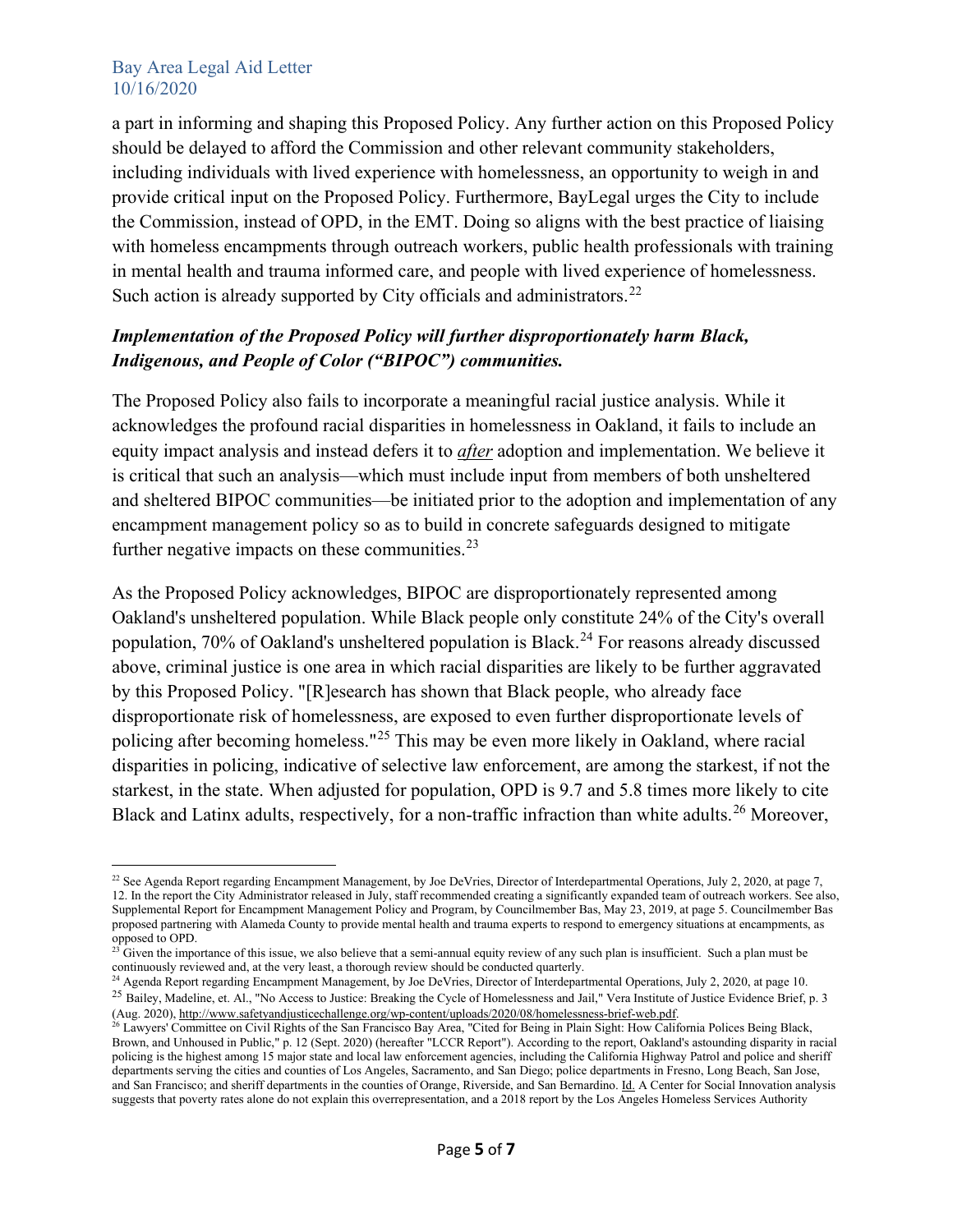a part in informing and shaping this Proposed Policy. Any further action on this Proposed Policy should be delayed to afford the Commission and other relevant community stakeholders, including individuals with lived experience with homelessness, an opportunity to weigh in and provide critical input on the Proposed Policy. Furthermore, BayLegal urges the City to include the Commission, instead of OPD, in the EMT. Doing so aligns with the best practice of liaising with homeless encampments through outreach workers, public health professionals with training in mental health and trauma informed care, and people with lived experience of homelessness. Such action is already supported by City officials and administrators.[22]

***Implementation of the Proposed Policy will further disproportionately harm Black, Indigenous, and People of Color ("BIPOC") communities.***

The Proposed Policy also fails to incorporate a meaningful racial justice analysis. While it acknowledges the profound racial disparities in homelessness in Oakland, it fails to include an equity impact analysis and instead defers it to ***after*** adoption and implementation. We believe it is critical that such an analysis—which must include input from members of both unsheltered and sheltered BIPOC communities—be initiated prior to the adoption and implementation of any encampment management policy so as to build in concrete safeguards designed to mitigate further negative impacts on these communities.[23]

As the Proposed Policy acknowledges, BIPOC are disproportionately represented among Oakland's unsheltered population. While Black people only constitute 24% of the City's overall population, 70% of Oakland's unsheltered population is Black.[24] For reasons already discussed above, criminal justice is one area in which racial disparities are likely to be further aggravated by this Proposed Policy. "[R]esearch has shown that Black people, who already face disproportionate risk of homelessness, are exposed to even further disproportionate levels of policing after becoming homeless."[25] This may be even more likely in Oakland, where racial disparities in policing, indicative of selective law enforcement, are among the starkest, if not the starkest, in the state. When adjusted for population, OPD is 9.7 and 5.8 times more likely to cite Black and Latinx adults, respectively, for a non-traffic infraction than white adults.[26] Moreover,

---

[22] See Agenda Report regarding Encampment Management, by Joe DeVries, Director of Interdepartmental Operations, July 2, 2020, at page 7, 12. In the report the City Administrator released in July, staff recommended creating a significantly expanded team of outreach workers. See also, Supplemental Report for Encampment Management Policy and Program, by Councilmember Bas, May 23, 2019, at page 5. Councilmember Bas proposed partnering with Alameda County to provide mental health and trauma experts to respond to emergency situations at encampments, as opposed to OPD.

[23] Given the importance of this issue, we also believe that a semi-annual equity review of any such plan is insufficient. Such a plan must be continuously reviewed and, at the very least, a thorough review should be conducted quarterly.

[24] Agenda Report regarding Encampment Management, by Joe DeVries, Director of Interdepartmental Operations, July 2, 2020, at page 10.

[25] Bailey, Madeline, et. Al., "No Access to Justice: Breaking the Cycle of Homelessness and Jail," Vera Institute of Justice Evidence Brief, p. 3 (Aug. 2020), http://www.safetyandjusticechallenge.org/wp-content/uploads/2020/08/homelessness-brief-web.pdf.

[26] Lawyers' Committee on Civil Rights of the San Francisco Bay Area, "Cited for Being in Plain Sight: How California Polices Being Black, Brown, and Unhoused in Public," p. 12 (Sept. 2020) (hereafter "LCCR Report"). According to the report, Oakland's astounding disparity in racial policing is the highest among 15 major state and local law enforcement agencies, including the California Highway Patrol and police and sheriff departments serving the cities and counties of Los Angeles, Sacramento, and San Diego; police departments in Fresno, Long Beach, San Jose, and San Francisco; and sheriff departments in the counties of Orange, Riverside, and San Bernardino. Id. A Center for Social Innovation analysis suggests that poverty rates alone do not explain this overrepresentation, and a 2018 report by the Los Angeles Homeless Services Authority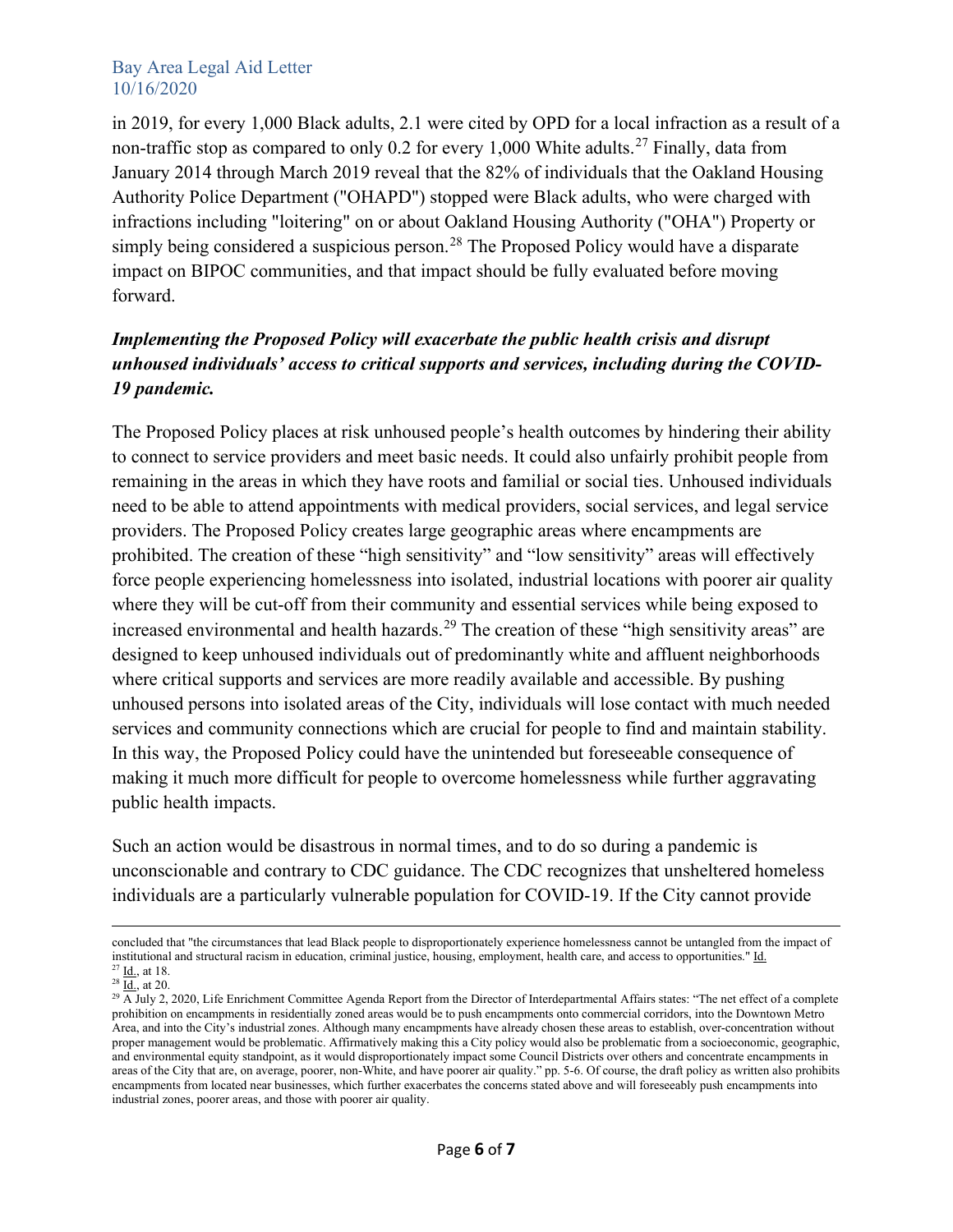in 2019, for every 1,000 Black adults, 2.1 were cited by OPD for a local infraction as a result of a non-traffic stop as compared to only 0.2 for every 1,000 White adults.[27] Finally, data from January 2014 through March 2019 reveal that the 82% of individuals that the Oakland Housing Authority Police Department ("OHAPD") stopped were Black adults, who were charged with infractions including "loitering" on or about Oakland Housing Authority ("OHA") Property or simply being considered a suspicious person.[28] The Proposed Policy would have a disparate impact on BIPOC communities, and that impact should be fully evaluated before moving forward.

***Implementing the Proposed Policy will exacerbate the public health crisis and disrupt unhoused individuals' access to critical supports and services, including during the COVID-19 pandemic.***

The Proposed Policy places at risk unhoused people's health outcomes by hindering their ability to connect to service providers and meet basic needs. It could also unfairly prohibit people from remaining in the areas in which they have roots and familial or social ties. Unhoused individuals need to be able to attend appointments with medical providers, social services, and legal service providers. The Proposed Policy creates large geographic areas where encampments are prohibited. The creation of these "high sensitivity" and "low sensitivity" areas will effectively force people experiencing homelessness into isolated, industrial locations with poorer air quality where they will be cut-off from their community and essential services while being exposed to increased environmental and health hazards.[29] The creation of these "high sensitivity areas" are designed to keep unhoused individuals out of predominantly white and affluent neighborhoods where critical supports and services are more readily available and accessible. By pushing unhoused persons into isolated areas of the City, individuals will lose contact with much needed services and community connections which are crucial for people to find and maintain stability. In this way, the Proposed Policy could have the unintended but foreseeable consequence of making it much more difficult for people to overcome homelessness while further aggravating public health impacts.

Such an action would be disastrous in normal times, and to do so during a pandemic is unconscionable and contrary to CDC guidance. The CDC recognizes that unsheltered homeless individuals are a particularly vulnerable population for COVID-19. If the City cannot provide

---

concluded that "the circumstances that lead Black people to disproportionately experience homelessness cannot be untangled from the impact of institutional and structural racism in education, criminal justice, housing, employment, health care, and access to opportunities." Id.

[27] Id., at 18.

[28] Id., at 20.

[29] A July 2, 2020, Life Enrichment Committee Agenda Report from the Director of Interdepartmental Affairs states: "The net effect of a complete prohibition on encampments in residentially zoned areas would be to push encampments onto commercial corridors, into the Downtown Metro Area, and into the City's industrial zones. Although many encampments have already chosen these areas to establish, over-concentration without proper management would be problematic. Affirmatively making this a City policy would also be problematic from a socioeconomic, geographic, and environmental equity standpoint, as it would disproportionately impact some Council Districts over others and concentrate encampments in areas of the City that are, on average, poorer, non-White, and have poorer air quality." pp. 5-6. Of course, the draft policy as written also prohibits encampments from located near businesses, which further exacerbates the concerns stated above and will foreseeably push encampments into industrial zones, poorer areas, and those with poorer air quality.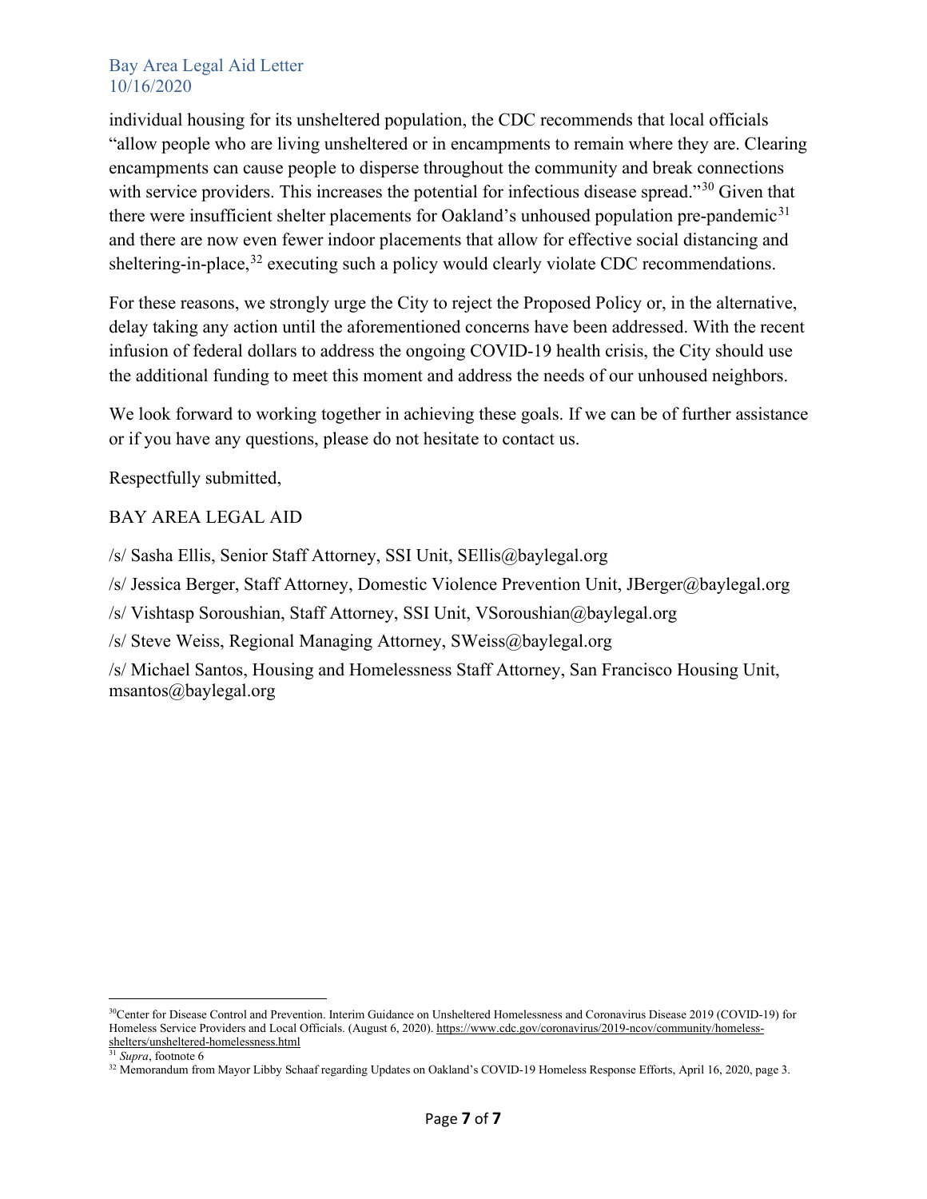individual housing for its unsheltered population, the CDC recommends that local officials "allow people who are living unsheltered or in encampments to remain where they are. Clearing encampments can cause people to disperse throughout the community and break connections with service providers. This increases the potential for infectious disease spread."[30] Given that there were insufficient shelter placements for Oakland's unhoused population pre-pandemic[31] and there are now even fewer indoor placements that allow for effective social distancing and sheltering-in-place,[32] executing such a policy would clearly violate CDC recommendations.

For these reasons, we strongly urge the City to reject the Proposed Policy or, in the alternative, delay taking any action until the aforementioned concerns have been addressed. With the recent infusion of federal dollars to address the ongoing COVID-19 health crisis, the City should use the additional funding to meet this moment and address the needs of our unhoused neighbors.

We look forward to working together in achieving these goals. If we can be of further assistance or if you have any questions, please do not hesitate to contact us.

Respectfully submitted,

BAY AREA LEGAL AID

/s/ Sasha Ellis, Senior Staff Attorney, SSI Unit, SEllis@baylegal.org

/s/ Jessica Berger, Staff Attorney, Domestic Violence Prevention Unit, JBerger@baylegal.org

/s/ Vishtasp Soroushian, Staff Attorney, SSI Unit, VSoroushian@baylegal.org

/s/ Steve Weiss, Regional Managing Attorney, SWeiss@baylegal.org

/s/ Michael Santos, Housing and Homelessness Staff Attorney, San Francisco Housing Unit, msantos@baylegal.org

---

[30] Center for Disease Control and Prevention. Interim Guidance on Unsheltered Homelessness and Coronavirus Disease 2019 (COVID-19) for Homeless Service Providers and Local Officials. (August 6, 2020). https://www.cdc.gov/coronavirus/2019-ncov/community/homeless-shelters/unsheltered-homelessness.html

[31] *Supra*, footnote 6

[32] Memorandum from Mayor Libby Schaaf regarding Updates on Oakland's COVID-19 Homeless Response Efforts, April 16, 2020, page 3.